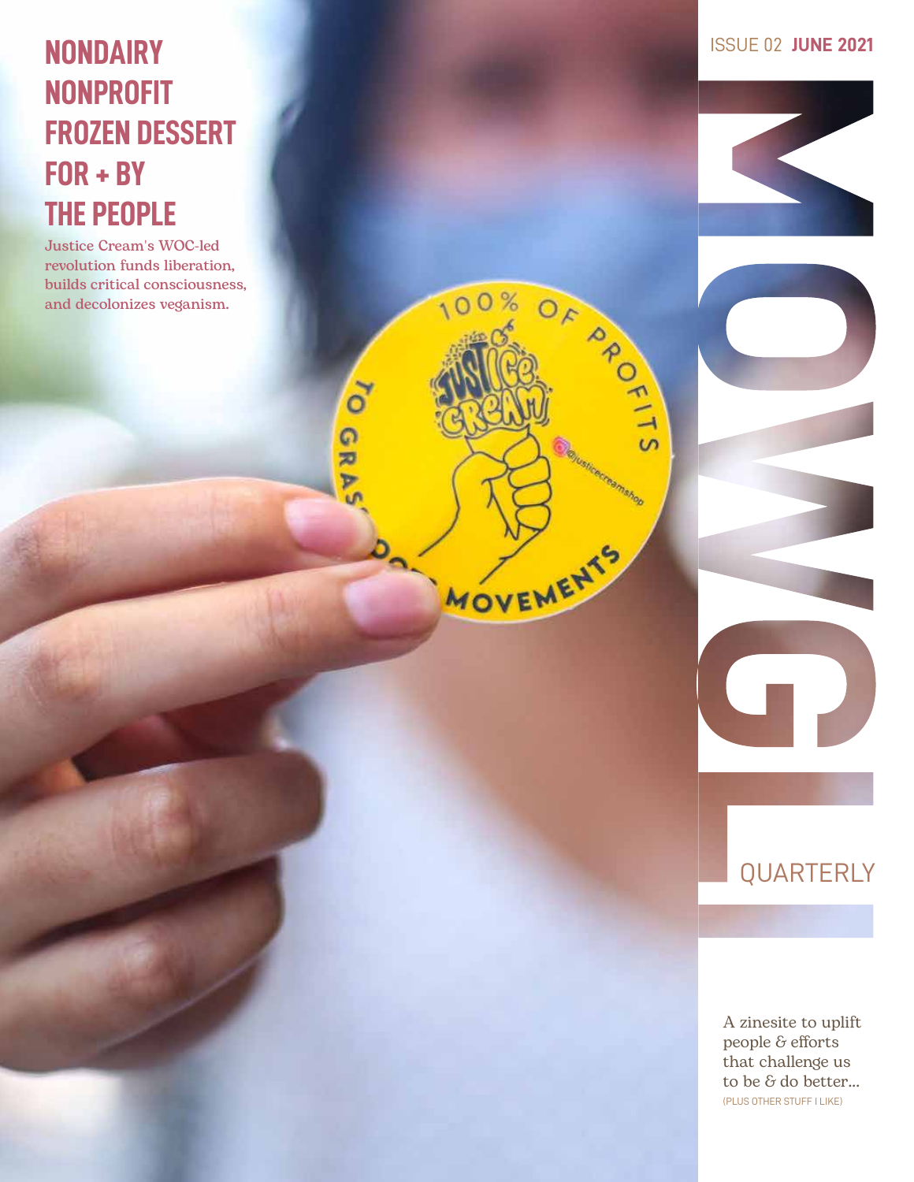# NONDAIRY NONPROFIT FROZEN DESSERT FOR + BY THE PEOPLE

Justice Cream's WOC-led revolution funds liberation, builds critical consciousness, and decolonizes veganism.

ISSUE 02 **JUNE 2021**

# MOWGLI QUARTERLY

A zinesite to uplift people & efforts that challenge us to be & do better...

(PLUS OTHER STUFF I LIKE)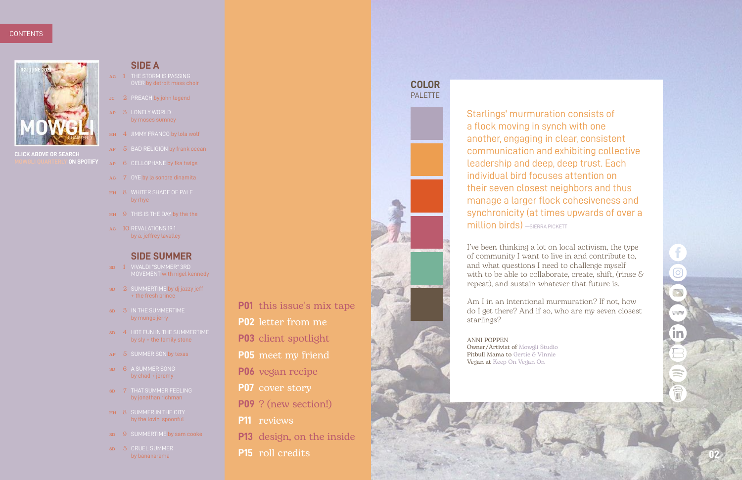CONTENTS

02 | JUNE 2021

MOWGLI QUARTERLY

**CLICK ABOVE OR SEARCH MOWGLI QUARTERLY ON SPOTIFY**

## SIDE A

- AG 1 THE STORM IS PASSING OVER by detroit mass choir
- JC 2 PREACH by john legend
- AP 3 LONELY WORLD by moses sumney
- HH 4 JIMMY FRANCO by lola wolf
- AP 5 BAD RELIGION by frank ocean
- AP 6 CELLOPHANE by fka twigs
- AG 7 OYE by la sonora dinamita
- HH 8 WHITER SHADE OF PALE by rhye
- HH 9 THIS IS THE DAY by the the
- AG 10 REVALATIONS 19:1 by a. jeffrey lavalley

## SIDE SUMMER

- SD 1 VIVALDI "SUMMER" 3RD MOVEMENT with nigel kennedy
- SD 2 SUMMERTIME by dj jazzy jeff + the fresh prince
- SD 3 IN THE SUMMERTIME by mungo jerry
- SD 4 HOT FUN IN THE SUMMERTIME by sly + the family stone
- AP 5 SUMMER SON by texas
- SD 6 A SUMMER SONG by chad + jeremy
- SD 7 THAT SUMMER FEELING by jonathan richman
- HH 8 SUMMER IN THE CITY by the lovin' spoonful
- SD 9 SUMMERTIME by sam cooke
- SD 5 CRUEL SUMMER by bananarama

**P01** this issue's mix tape
**P02** letter from me
**P03** client spotlight
**P05** meet my friend
**P06** vegan recipe
**P07** cover story
**P09** ? (new section!)
**P11** reviews
**P13** design, on the inside
**P15** roll credits

**COLOR** PALETTE

Starlings' murmuration consists of a flock moving in synch with one another, engaging in clear, consistent communication and exhibiting collective leadership and deep, deep trust. Each individual bird focuses attention on their seven closest neighbors and thus manage a larger flock cohesiveness and synchronicity (at times upwards of over a million birds) —SIERRA PICKETT

I've been thinking a lot on local activism, the type of community I want to live in and contribute to, and what questions I need to challenge myself with to be able to collaborate, create, shift, (rinse & repeat), and sustain whatever that future is.

Am I in an intentional murmuration? If not, how do I get there? And if so, who are my seven closest starlings?

ANNI POPPEN
Owner/Artist of Mowgli Studio
Pitbull Mama to Gertie & Vinnie
Vegan at Keep On Vegan On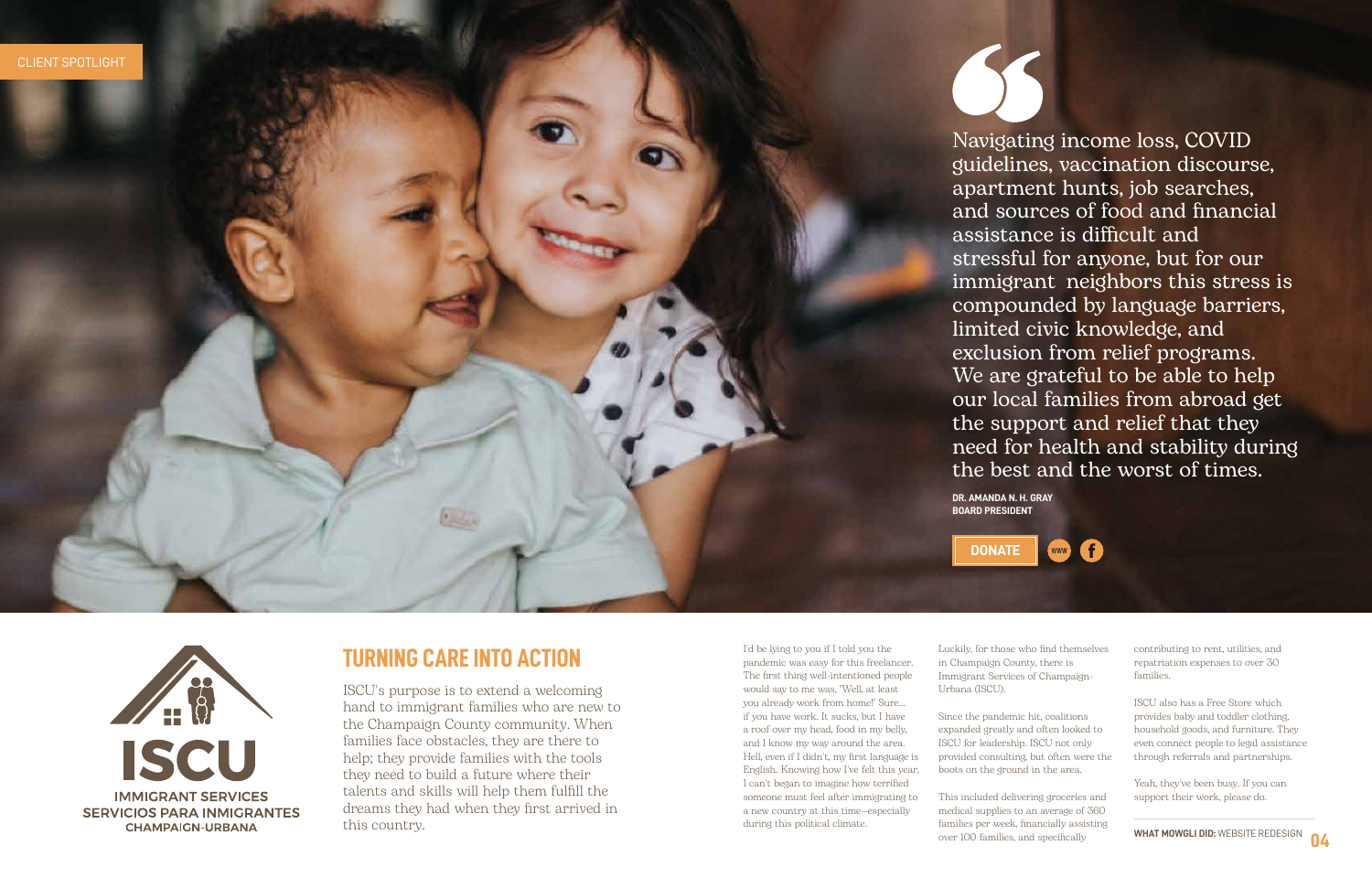CLIENT SPOTLIGHT

> Navigating income loss, COVID guidelines, vaccination discourse, apartment hunts, job searches, and sources of food and financial assistance is difficult and stressful for anyone, but for our immigrant neighbors this stress is compounded by language barriers, limited civic knowledge, and exclusion from relief programs. We are grateful to be able to help our local families from abroad get the support and relief that they need for health and stability during the best and the worst of times.

**DR. AMANDA N. H. GRAY**
**BOARD PRESIDENT**

DONATE

ISCU
IMMIGRANT SERVICES
SERVICIOS PARA INMIGRANTES
CHAMPAIGN-URBANA

## TURNING CARE INTO ACTION

ISCU's purpose is to extend a welcoming hand to immigrant families who are new to the Champaign County community. When families face obstacles, they are there to help; they provide families with the tools they need to build a future where their talents and skills will help them fulfill the dreams they had when they first arrived in this country.

I'd be lying to you if I told you the pandemic was easy for this freelancer. The first thing well-intentioned people would say to me was, "Well, at least you already work from home!" Sure... if you have work. It sucks, but I have a roof over my head, food in my belly, and I know my way around the area. Hell, even if I didn't, my first language is English. Knowing how I've felt this year, I can't began to imagine how terrified someone must feel after immigrating to a new country at this time—especially during this political climate.

Luckily, for those who find themselves in Champaign County, there is Immigrant Services of Champaign-Urbana (ISCU).

Since the pandemic hit, coalitions expanded greatly and often looked to ISCU for leadership. ISCU not only provided consulting, but often were the boots on the ground in the area.

This included delivering groceries and medical supplies to an average of 360 families per week, financially assisting over 100 families, and specifically contributing to rent, utilities, and repatriation expenses to over 30 families.

ISCU also has a Free Store which provides baby and toddler clothing, household goods, and furniture. They even connect people to legal assistance through referrals and partnerships.

Yeah, they've been busy. If you can support their work, please do.

**WHAT MOWGLI DID:** WEBSITE REDESIGN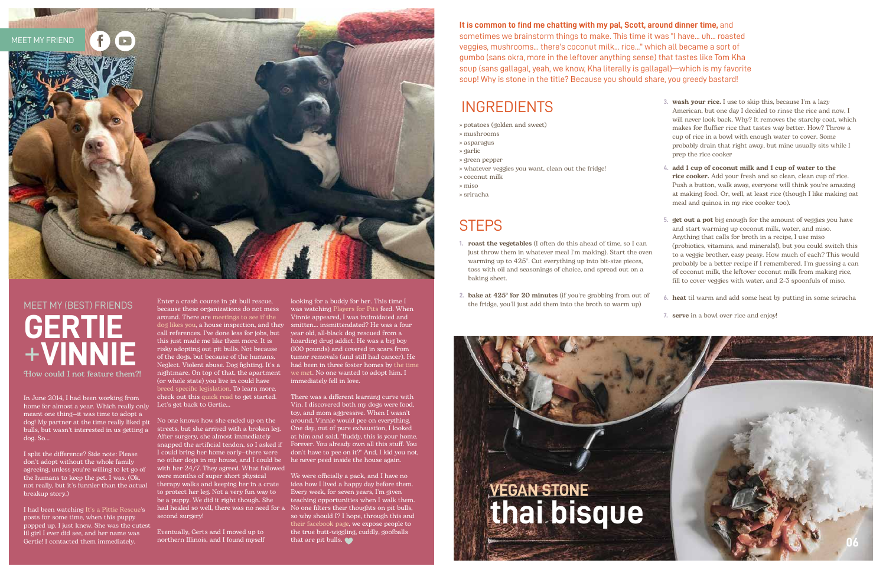MEET MY FRIEND

## MEET MY (BEST) FRIENDS

# GERTIE +VINNIE

How could I not feature them?!

In June 2014, I had been working from home for almost a year. Which really only meant one thing—it was time to adopt a dog! My partner at the time really liked pit bulls, but wasn't interested in us getting a dog. So...

I split the difference? Side note: Please don't adopt without the whole family agreeing, unless you're willing to let go of the humans to keep the pet. I was. (Ok, not really, but it's funnier than the actual breakup story.)

I had been watching It's a Pittie Rescue's posts for some time, which this puppy popped up. I just knew. She was the cutest lil girl I ever did see, and her name was Gertie! I contacted them immediately.

Enter a crash course in pit bull rescue, because these organizations do not mess around. There are meetings to see if the dog likes you, a house inspection, and they call references. I've done less for jobs, but this just made me like them more. It is risky adopting out pit bulls. Not because of the dogs, but because of the humans. Neglect. Violent abuse. Dog fighting. It's a nightmare. On top of that, the apartment (or whole state) you live in could have breed specific legislation. To learn more, check out this quick read to get started. Let's get back to Gertie...

No one knows how she ended up on the streets, but she arrived with a broken leg. After surgery, she almost immediately snapped the artificial tendon, so I asked if I could bring her home early—there were no other dogs in my house, and I could be with her 24/7. They agreed. What followed were months of super short physical therapy walks and keeping her in a crate to protect her leg. Not a very fun way to be a puppy. We did it right though. She had healed so well, there was no need for a second surgery!

Eventually, Gerts and I moved up to northern Illinois, and I found myself looking for a buddy for her. This time I was watching Players for Pits feed. When Vinnie appeared, I was intimidated and smitten... insmittendated? He was a four year old, all-black dog rescued from a hoarding drug addict. He was a big boy (100 pounds) and covered in scars from tumor removals (and still had cancer). He had been in three foster homes by the time we met. No one wanted to adopt him. I immediately fell in love.

There was a different learning curve with Vin. I discovered both my dogs were food, toy, and mom aggressive. When I wasn't around, Vinnie would pee on everything. One day, out of pure exhaustion, I looked at him and said, "Buddy, this is your home. Forever. You already own all this stuff. You don't have to pee on it?" And, I kid you not, he never peed inside the house again.

We were officially a pack, and I have no idea how I lived a happy day before them. Every week, for seven years, I'm given teaching opportunities when I walk them. No one filters their thoughts on pit bulls, so why should I? I hope, through this and their facebook page, we expose people to the true butt-wiggling, cuddly, goofballs that are pit bulls. ♥

**It is common to find me chatting with my pal, Scott, around dinner time,** and sometimes we brainstorm things to make. This time it was "I have... uh... roasted veggies, mushrooms... there's coconut milk... rice..." which all became a sort of gumbo (sans okra, more in the leftover anything sense) that tastes like Tom Kha soup (sans gallagal, yeah, we know, Kha literally is gallagal)—which is my favorite soup! Why is stone in the title? Because you should share, you greedy bastard!

## INGREDIENTS

» potatoes (golden and sweet)
» mushrooms
» asparagus
» garlic
» green pepper
» whatever veggies you want, clean out the fridge!
» coconut milk
» miso
» sriracha

## STEPS

1. **roast the vegetables** (I often do this ahead of time, so I can just throw them in whatever meal I'm making). Start the oven warming up to 425°. Cut everything up into bit-size pieces, toss with oil and seasonings of choice, and spread out on a baking sheet.
2. **bake at 425° for 20 minutes** (if you're grabbing from out of the fridge, you'll just add them into the broth to warm up)
3. **wash your rice.** I use to skip this, because I'm a lazy American, but one day I decided to rinse the rice and now, I will never look back. Why? It removes the starchy coat, which makes for fluffier rice that tastes way better. How? Throw a cup of rice in a bowl with enough water to cover. Some probably drain that right away, but mine usually sits while I prep the rice cooker
4. **add 1 cup of coconut milk and 1 cup of water to the rice cooker.** Add your fresh and so clean, clean cup of rice. Push a button, walk away, everyone will think you're amazing at making food. Or, well, at least rice (though I like making oat meal and quinoa in my rice cooker too).
5. **get out a pot** big enough for the amount of veggies you have and start warming up coconut milk, water, and miso. Anything that calls for broth in a recipe, I use miso (probiotics, vitamins, and minerals!), but you could switch this to a veggie brother, easy peasy. How much of each? This would probably be a better recipe if I remembered. I'm guessing a can of coconut milk, the leftover coconut milk from making rice, fill to cover veggies with water, and 2-3 spoonfuls of miso.
6. **heat** til warm and add some heat by putting in some sriracha
7. **serve** in a bowl over rice and enjoy!

## VEGAN STONE thai bisque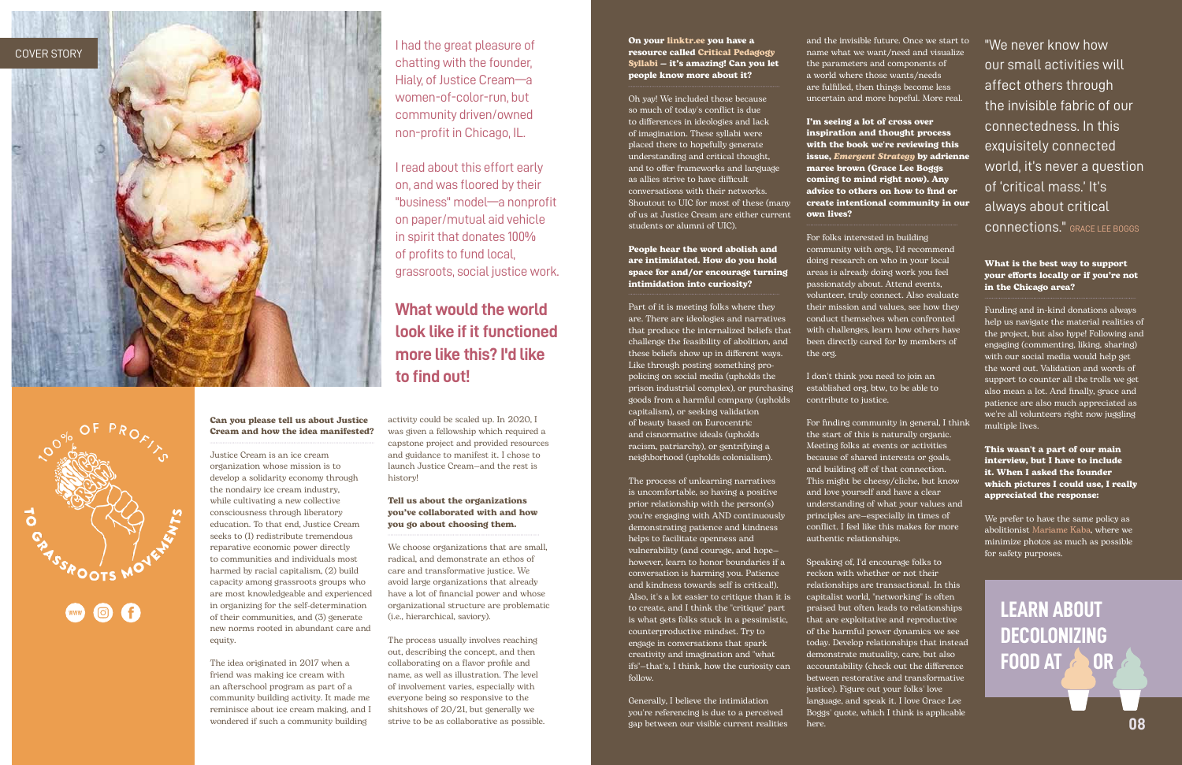COVER STORY

I had the great pleasure of chatting with the founder, Hialy, of Justice Cream—a women-of-color-run, but community driven/owned non-profit in Chicago, IL.

I read about this effort early on, and was floored by their "business" model—a nonprofit on paper/mutual aid vehicle in spirit that donates 100% of profits to fund local, grassroots, social justice work.

## What would the world look like if it functioned more like this? I'd like to find out!

100% OF PROFITS TO GRASSROOTS MOVEMENTS

**Can you please tell us about Justice Cream and how the idea manifested?**

Justice Cream is an ice cream organization whose mission is to develop a solidarity economy through the nondairy ice cream industry, while cultivating a new collective consciousness through liberatory education. To that end, Justice Cream seeks to (1) redistribute tremendous reparative economic power directly to communities and individuals most harmed by racial capitalism, (2) build capacity among grassroots groups who are most knowledgeable and experienced in organizing for the self-determination of their communities, and (3) generate new norms rooted in abundant care and equity.

The idea originated in 2017 when a friend was making ice cream with an afterschool program as part of a community building activity. It made me reminisce about ice cream making, and I wondered if such a community building activity could be scaled up. In 2020, I was given a fellowship which required a capstone project and provided resources and guidance to manifest it. I chose to launch Justice Cream–and the rest is history!

**Tell us about the organizations you've collaborated with and how you go about choosing them.**

We choose organizations that are small, radical, and demonstrate an ethos of care and transformative justice. We avoid large organizations that already have a lot of financial power and whose organizational structure are problematic (i.e., hierarchical, saviory).

The process usually involves reaching out, describing the concept, and then collaborating on a flavor profile and name, as well as illustration. The level of involvement varies, especially with everyone being so responsive to the shitshows of 20/21, but generally we strive to be as collaborative as possible.

**On your linktr.ee you have a resource called Critical Pedagogy Syllabi – it's amazing! Can you let people know more about it?**

Oh yay! We included those because so much of today's conflict is due to differences in ideologies and lack of imagination. These syllabi were placed there to hopefully generate understanding and critical thought, and to offer frameworks and language as allies strive to have difficult conversations with their networks. Shoutout to UIC for most of these (many of us at Justice Cream are either current students or alumni of UIC).

**People hear the word abolish and are intimidated. How do you hold space for and/or encourage turning intimidation into curiosity?**

Part of it is meeting folks where they are. There are ideologies and narratives that produce the internalized beliefs that challenge the feasibility of abolition, and these beliefs show up in different ways. Like through posting something pro-policing on social media (upholds the prison industrial complex), or purchasing goods from a harmful company (upholds capitalism), or seeking validation of beauty based on Eurocentric and cisnormative ideals (upholds racism, patriarchy), or gentrifying a neighborhood (upholds colonialism).

The process of unlearning narratives is uncomfortable, so having a positive prior relationship with the person(s) you're engaging with AND continuously demonstrating patience and kindness helps to facilitate openness and vulnerability (and courage, and hope–however, learn to honor boundaries if a conversation is harming you. Patience and kindness towards self is critical!). Also, it's a lot easier to critique than it is to create, and I think the "critique" part is what gets folks stuck in a pessimistic, counterproductive mindset. Try to engage in conversations that spark creativity and imagination and "what ifs"–that's, I think, how the curiosity can follow.

Generally, I believe the intimidation you're referencing is due to a perceived gap between our visible current realities and the invisible future. Once we start to name what we want/need and visualize the parameters and components of a world where those wants/needs are fulfilled, then things become less uncertain and more hopeful. More real.

**I'm seeing a lot of cross over inspiration and thought process with the book we're reviewing this issue, *Emergent Strategy* by adrienne maree brown (Grace Lee Boggs coming to mind right now). Any advice to others on how to find or create intentional community in our own lives?**

For folks interested in building community with orgs, I'd recommend doing research on who in your local areas is already doing work you feel passionately about. Attend events, volunteer, truly connect. Also evaluate their mission and values, see how they conduct themselves when confronted with challenges, learn how others have been directly cared for by members of the org.

I don't think you need to join an established org, btw, to be able to contribute to justice.

For finding community in general, I think the start of this is naturally organic. Meeting folks at events or activities because of shared interests or goals, and building off of that connection. This might be cheesy/cliche, but know and love yourself and have a clear understanding of what your values and principles are–especially in times of conflict. I feel like this makes for more authentic relationships.

Speaking of, I'd encourage folks to reckon with whether or not their relationships are transactional. In this capitalist world, "networking" is often praised but often leads to relationships that are exploitative and reproductive of the harmful power dynamics we see today. Develop relationships that instead demonstrate mutuality, care, but also accountability (check out the difference between restorative and transformative justice). Figure out your folks' love language, and speak it. I love Grace Lee Boggs' quote, which I think is applicable here.

"We never know how our small activities will affect others through the invisible fabric of our connectedness. In this exquisitely connected world, it's never a question of 'critical mass.' It's always about critical connections." GRACE LEE BOGGS

**What is the best way to support your efforts locally or if you're not in the Chicago area?**

Funding and in-kind donations always help us navigate the material realities of the project, but also hype! Following and engaging (commenting, liking, sharing) with our social media would help get the word out. Validation and words of support to counter all the trolls we get also mean a lot. And finally, grace and patience are also much appreciated as we're all volunteers right now juggling multiple lives.

**This wasn't a part of our main interview, but I have to include it. When I asked the founder which pictures I could use, I really appreciated the response:**

We prefer to have the same policy as abolitionist Mariame Kaba, where we minimize photos as much as possible for safety purposes.

LEARN ABOUT DECOLONIZING FOOD AT OR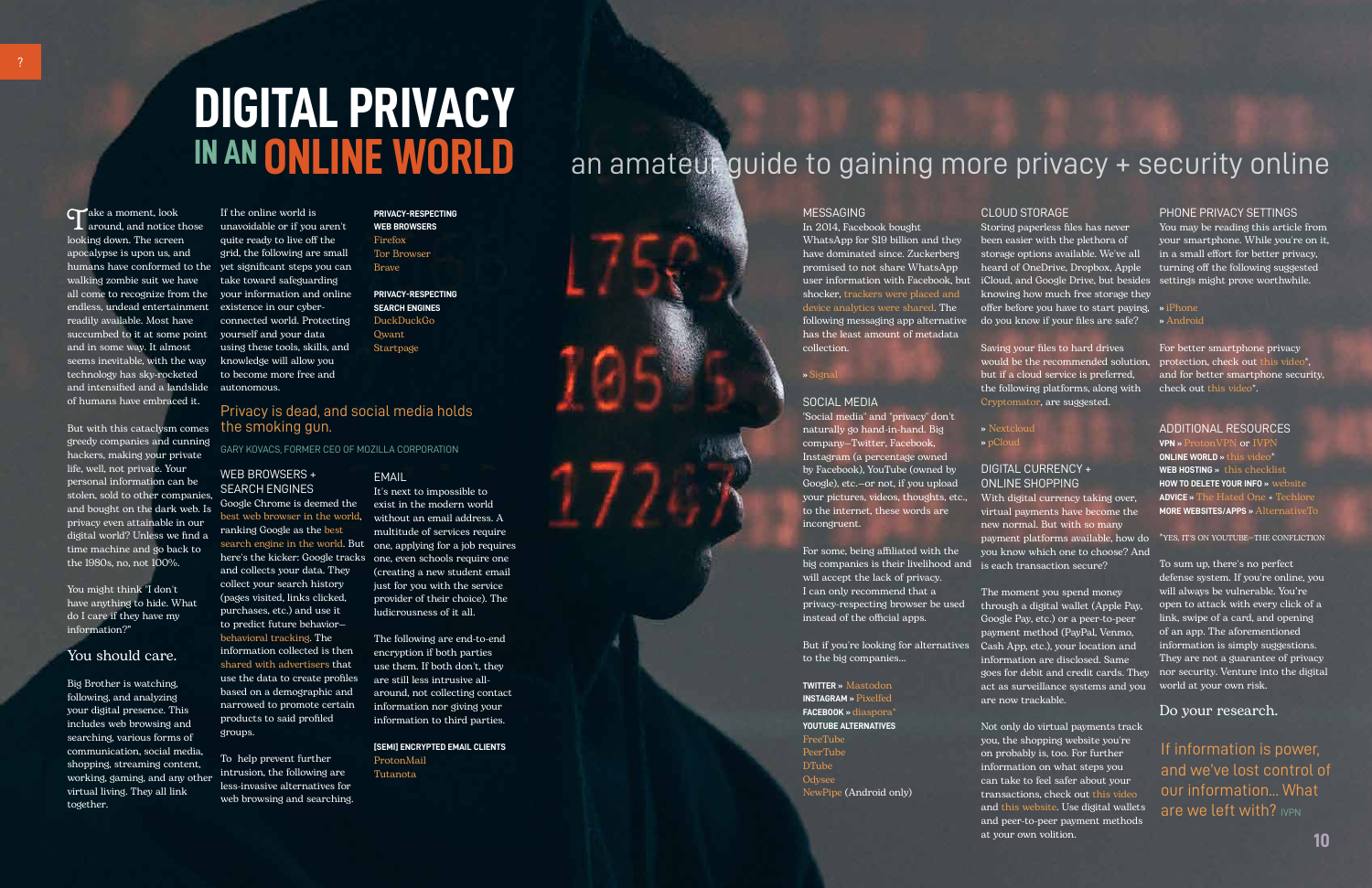# DIGITAL PRIVACY IN AN ONLINE WORLD

## an amateur guide to gaining more privacy + security online

Take a moment, look around, and notice those looking down. The screen apocalypse is upon us, and humans have conformed to the walking zombie suit we have all come to recognize from the endless, undead entertainment readily available. Most have succumbed to it at some point and in some way. It almost seems inevitable, with the way technology has sky-rocketed and intensified and a landslide of humans have embraced it.

But with this cataclysm comes greedy companies and cunning hackers, making your private life, well, not private. Your personal information can be stolen, sold to other companies, and bought on the dark web. Is privacy even attainable in our digital world? Unless we find a time machine and go back to the 1980s, no, not 100%.

You might think "I don't have anything to hide. What do I care if they have my information?"

### You should care.

Big Brother is watching, following, and analyzing your digital presence. This includes web browsing and searching, various forms of communication, social media, shopping, streaming content, working, gaming, and any other virtual living. They all link together.

If the online world is unavoidable or if you aren't quite ready to live off the grid, the following are small yet significant steps you can take toward safeguarding your information and online existence in our cyber-connected world. Protecting yourself and your data using these tools, skills, and knowledge will allow you to become more free and autonomous.

> Privacy is dead, and social media holds the smoking gun.
>
> GARY KOVACS, FORMER CEO OF MOZILLA CORPORATION

### WEB BROWSERS + SEARCH ENGINES

Google Chrome is deemed the best web browser in the world, ranking Google as the best search engine in the world. But here's the kicker: Google tracks and collects your data. They collect your search history (pages visited, links clicked, purchases, etc.) and use it to predict future behavior—behavioral tracking. The information collected is then shared with advertisers that use the data to create profiles based on a demographic and narrowed to promote certain products to said profiled groups.

To help prevent further intrusion, the following are less-invasive alternatives for web browsing and searching.

**PRIVACY-RESPECTING WEB BROWSERS**
- Firefox
- Tor Browser
- Brave

**PRIVACY-RESPECTING SEARCH ENGINES**
- DuckDuckGo
- Qwant
- Startpage

### EMAIL

It's next to impossible to exist in the modern world without an email address. A multitude of services require one, applying for a job requires one, even schools require one (creating a new student email just for you with the service provider of their choice). The ludicrousness of it all.

The following are end-to-end encryption if both parties use them. If both don't, they are still less intrusive all-around, not collecting your information nor giving your information to third parties.

**[SEMI] ENCRYPTED EMAIL CLIENTS**
- ProtonMail
- Tutanota

### MESSAGING

In 2014, Facebook bought WhatsApp for $19 billion and they have dominated since. Zuckerberg promised to not share WhatsApp user information with Facebook, but shocker, trackers were placed and device analytics were shared. The following messaging app alternative has the least amount of metadata collection.

» Signal

### SOCIAL MEDIA

"Social media" and "privacy" don't naturally go hand-in-hand. Big company—Twitter, Facebook, Instagram (a percentage owned by Facebook), YouTube (owned by Google), etc.—or not, if you upload your pictures, videos, thoughts, etc., to the internet, these words are incongruent.

For some, being affiliated with the big companies is their livelihood and will accept the lack of privacy. I can only recommend that a privacy-respecting browser be used instead of the official apps.

But if you're looking for alternatives to the big companies...

**TWITTER** » Mastodon
**INSTAGRAM** » Pixelfed
**FACEBOOK** » diaspora*
**YOUTUBE ALTERNATIVES**
- FreeTube
- PeerTube
- DTube
- Odysee
- NewPipe (Android only)

### CLOUD STORAGE

Storing paperless files has never been easier with the plethora of storage options available. We've all heard of OneDrive, Dropbox, Apple iCloud, and Google Drive, but besides knowing how much free storage they offer before you have to start paying, do you know if your files are safe?

Saving your files to hard drives would be the recommended solution, but if a cloud service is preferred, the following platforms, along with Cryptomator, are suggested.

» Nextcloud
» pCloud

### DIGITAL CURRENCY + ONLINE SHOPPING

With digital currency taking over, virtual payments have become the new normal. But with so many payment platforms available, how do you know which one to choose? And is each transaction secure?

The moment you spend money through a digital wallet (Apple Pay, Google Pay, etc.) or a peer-to-peer payment method (PayPal, Venmo, Cash App, etc.), your location and information are disclosed. Same goes for debit and credit cards. They act as surveillance systems and you are now trackable.

Not only do virtual payments track you, the shopping website you're on probably is, too. For further information on what steps you can take to feel safer about your transactions, check out this video and this website. Use digital wallets and peer-to-peer payment methods at your own volition.

### PHONE PRIVACY SETTINGS

You may be reading this article from your smartphone. While you're on it, in a small effort for better privacy, turning off the following suggested settings might prove worthwhile.

» iPhone
» Android

For better smartphone privacy protection, check out this video*, and for better smartphone security, check out this video*.

### ADDITIONAL RESOURCES

**VPN** » ProtonVPN or IVPN
**ONLINE WORLD** » this video*
**WEB HOSTING** » this checklist
**HOW TO DELETE YOUR INFO** » website
**ADVICE** » The Hated One + Techlore
**MORE WEBSITES/APPS** » AlternativeTo

*YES, IT'S ON YOUTUBE—THE CONFLICTION

To sum up, there's no perfect defense system. If you're online, you will always be vulnerable. You're open to attack with every click of a link, swipe of a card, and opening of an app. The aforementioned information is simply suggestions. They are not a guarantee of privacy nor security. Venture into the digital world at your own risk.

### Do your research.

> If information is power, and we've lost control of our information... What are we left with? IVPN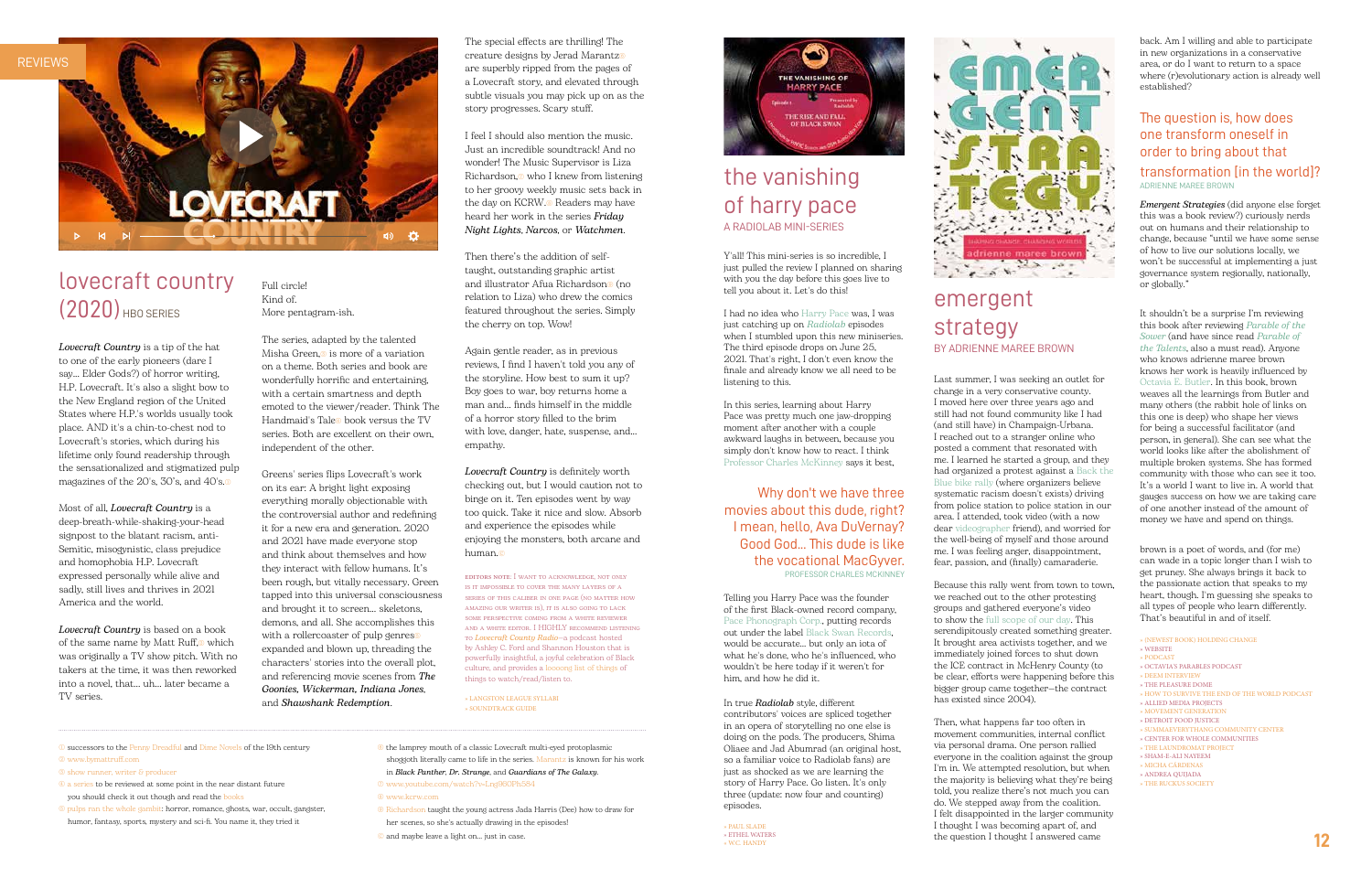REVIEWS

# lovecraft country (2020) HBO SERIES

*Lovecraft Country* is a tip of the hat to one of the early pioneers (dare I say... Elder Gods?) of horror writing, H.P. Lovecraft. It's also a slight bow to the New England region of the United States where H.P.'s worlds usually took place. AND it's a chin-to-chest nod to Lovecraft's stories, which during his lifetime only found readership through the sensationalized and stigmatized pulp magazines of the 20's, 30's, and 40's.

Most of all, *Lovecraft Country* is a deep-breath-while-shaking-your-head signpost to the blatant racism, anti-Semitic, misogynistic, class prejudice and homophobia H.P. Lovecraft expressed personally while alive and sadly, still lives and thrives in 2021 America and the world.

*Lovecraft Country* is based on a book of the same name by Matt Ruff, which was originally a TV show pitch. With no takers at the time, it was then reworked into a novel, that... uh... later became a TV series.

Full circle!
Kind of.
More pentagram-ish.

The series, adapted by the talented Misha Green, is more of a variation on a theme. Both series and book are wonderfully horrific and entertaining, with a certain smartness and depth emoted to the viewer/reader. Think The Handmaid's Tale book versus the TV series. Both are excellent on their own, independent of the other.

Greens' series flips Lovecraft's work on its ear: A bright light exposing everything morally objectionable with the controversial author and redefining it for a new era and generation. 2020 and 2021 have made everyone stop and think about themselves and how they interact with fellow humans. It's been rough, but vitally necessary. Green tapped into this universal consciousness and brought it to screen... skeletons, demons, and all. She accomplishes this with a rollercoaster of pulp genres expanded and blown up, threading the characters' stories into the overall plot, and referencing movie scenes from *The Goonies*, *Wickerman*, *Indiana Jones*, and *Shawshank Redemption*.

The special effects are thrilling! The creature designs by Jerad Marantz are superbly ripped from the pages of a Lovecraft story, and elevated through subtle visuals you may pick up on as the story progresses. Scary stuff.

I feel I should also mention the music. Just an incredible soundtrack! And no wonder! The Music Supervisor is Liza Richardson, who I knew from listening to her groovy weekly music sets back in the day on KCRW. Readers may have heard her work in the series *Friday Night Lights*, *Narcos*, or *Watchmen*.

Then there's the addition of self-taught, outstanding graphic artist and illustrator Afua Richardson (no relation to Liza) who drew the comics featured throughout the series. Simply the cherry on top. Wow!

Again gentle reader, as in previous reviews, I find I haven't told you any of the storyline. How best to sum it up? Boy goes to war, boy returns home a man and... finds himself in the middle of a horror story filled to the brim with love, danger, hate, suspense, and... empathy.

*Lovecraft Country* is definitely worth checking out, but I would caution not to binge on it. Ten episodes went by way too quick. Take it nice and slow. Absorb and experience the episodes while enjoying the monsters, both arcane and human.

EDITORS NOTE: I WANT TO ACKNOWLEDGE, NOT ONLY IS IT IMPOSSIBLE TO COVER THE MANY LAYERS OF A SERIES OF THIS CALIBER IN ONE PAGE (NO MATTER HOW AMAZING OUR WRITER IS), IT IS ALSO GOING TO LACK SOME PERSPECTIVE COMING FROM A WHITE REVIEWER AND A WHITE EDITOR. I HIGHLY RECOMMEND LISTENING TO *Lovecraft County Radio*—a podcast hosted by Ashley C. Ford and Shannon Houston that is powerfully insightful, a joyful celebration of Black culture, and provides a looooong list of things of things to watch/read/listen to.

» LANGSTON LEAGUE SYLLABI
» SOUNDTRACK GUIDE

successors to the Penny Dreadful and Dime Novels of the 19th century
www.bymattruff.com
show runner, writer & producer
a series to be reviewed at some point in the near distant future you should check it out though and read the books
pulps ran the whole gambit: horror, romance, ghosts, war, occult, gangster, humor, fantasy, sports, mystery and sci-fi. You name it, they tried it
the lamprey mouth of a classic Lovecraft multi-eyed protoplasmic shoggoth literally came to life in the series. Marantz is known for his work in *Black Panther*, *Dr. Strange*, and *Guardians of The Galaxy*.
www.youtube.com/watch?v=Lrg960Ph584
www.kcrw.com
Richardson taught the young actress Jada Harris (Dee) how to draw for her scenes, so she's actually drawing in the episodes!
and maybe leave a light on... just in case.

# the vanishing of harry pace

A RADIOLAB MINI-SERIES

Y'all! This mini-series is so incredible, I just pulled the review I planned on sharing with you the day before this goes live to tell you about it. Let's do this!

I had no idea who Harry Pace was, I was just catching up on *Radiolab* episodes when I stumbled upon this new miniseries. The third episode drops on June 25, 2021. That's right, I don't even know the finale and already know we all need to be listening to this.

In this series, learning about Harry Pace was pretty much one jaw-dropping moment after another with a couple awkward laughs in between, because you simply don't know how to react. I think Professor Charles McKinney says it best,

> Why don't we have three movies about this dude, right? I mean, hello, Ava DuVernay? Good God... This dude is like the vocational MacGyver.
> PROFESSOR CHARLES MCKINNEY

Telling you Harry Pace was the founder of the first Black-owned record company, Pace Phonograph Corp., putting records out under the label Black Swan Records, would be accurate... but only an iota of what he's done, who he's influenced, who wouldn't be here today if it weren't for him, and how he did it.

In true *Radiolab* style, different contributors' voices are spliced together in an opera of storytelling no one else is doing on the pods. The producers, Shima Oliaee and Jad Abumrad (an original host, so a familiar voice to Radiolab fans) are just as shocked as we are learning the story of Harry Pace. Go listen. It's only three (update: now four and counting) episodes.

» PAUL SLADE
» ETHEL WATERS
» W.C. HANDY

# emergent strategy

BY ADRIENNE MAREE BROWN

Last summer, I was seeking an outlet for change in a very conservative county. I moved here over three years ago and still had not found community like I had (and still have) in Champaign-Urbana. I reached out to a stranger online who posted a comment that resonated with me. I learned he started a group, and they had organized a protest against a Back the Blue bike rally (where organizers believe systematic racism doesn't exist) driving from police station to police station in our area. I attended, took video (with a now dear videographer friend), and worried for the well-being of myself and those around me. I was feeling anger, disappointment, fear, passion, and (finally) camaraderie.

Because this rally went from town to town, we reached out to the other protesting groups and gathered everyone's video to show the full scope of our day. This serendipitously created something greater. It brought area activists together, and we immediately joined forces to shut down the ICE contract in McHenry County (to be clear, efforts were happening before this bigger group came together—the contract has existed since 2004).

Then, what happens far too often in movement communities, internal conflict via personal drama. One person rallied everyone in the coalition against the group I'm in. We attempted resolution, but when the majority is believing what they're being told, you realize there's not much you can do. We stepped away from the coalition. I felt disappointed in the larger community I thought I was becoming apart of, and the question I thought I answered came back. Am I willing and able to participate in new organizations in a conservative area, or do I want to return to a space where (r)evolutionary action is already well established?

> The question is, how does one transform oneself in order to bring about that transformation [in the world]?
> ADRIENNE MAREE BROWN

*Emergent Strategies* (did anyone else forget this was a book review?) curiously nerds out on humans and their relationship to change, because "until we have some sense of how to live our solutions locally, we won't be successful at implementing a just governance system regionally, nationally, or globally."

It shouldn't be a surprise I'm reviewing this book after reviewing *Parable of the Sower* (and have since read *Parable of the Talents*, also a must read). Anyone who knows adrienne maree brown knows her work is heavily influenced by Octavia E. Butler. In this book, brown weaves all the learnings from Butler and many others (the rabbit hole of links on this one is deep) who shape her views for being a successful facilitator (and person, in general). She can see what the world looks like after the abolishment of multiple broken systems. She has formed community with those who can see it too. It's a world I want to live in. A world that gauges success on how we are taking care of one another instead of the amount of money we have and spend on things.

brown is a poet of words, and (for me) can wade in a topic longer than I wish to get pruney. She always brings it back to the passionate action that speaks to my heart, though. I'm guessing she speaks to all types of people who learn differently. That's beautiful in and of itself.

» (NEWEST BOOK) HOLDING CHANGE
» WEBSITE
» PODCAST
» OCTAVIA'S PARABLES PODCAST
» DEEM INTERVIEW
» THE PLEASURE DOME
» HOW TO SURVIVE THE END OF THE WORLD PODCAST
» ALLIED MEDIA PROJECTS
» MOVEMENT GENERATION
» DETROIT FOOD JUSTICE
» SUMMAEVERYTHANG COMMUNITY CENTER
» CENTER FOR WHOLE COMMUNITIES
» THE LAUNDROMAT PROJECT
» SHAM-E-ALI NAYEEM
» MICHA CÁRDENAS
» ANDREA QUIJADA
» THE RUCKUS SOCIETY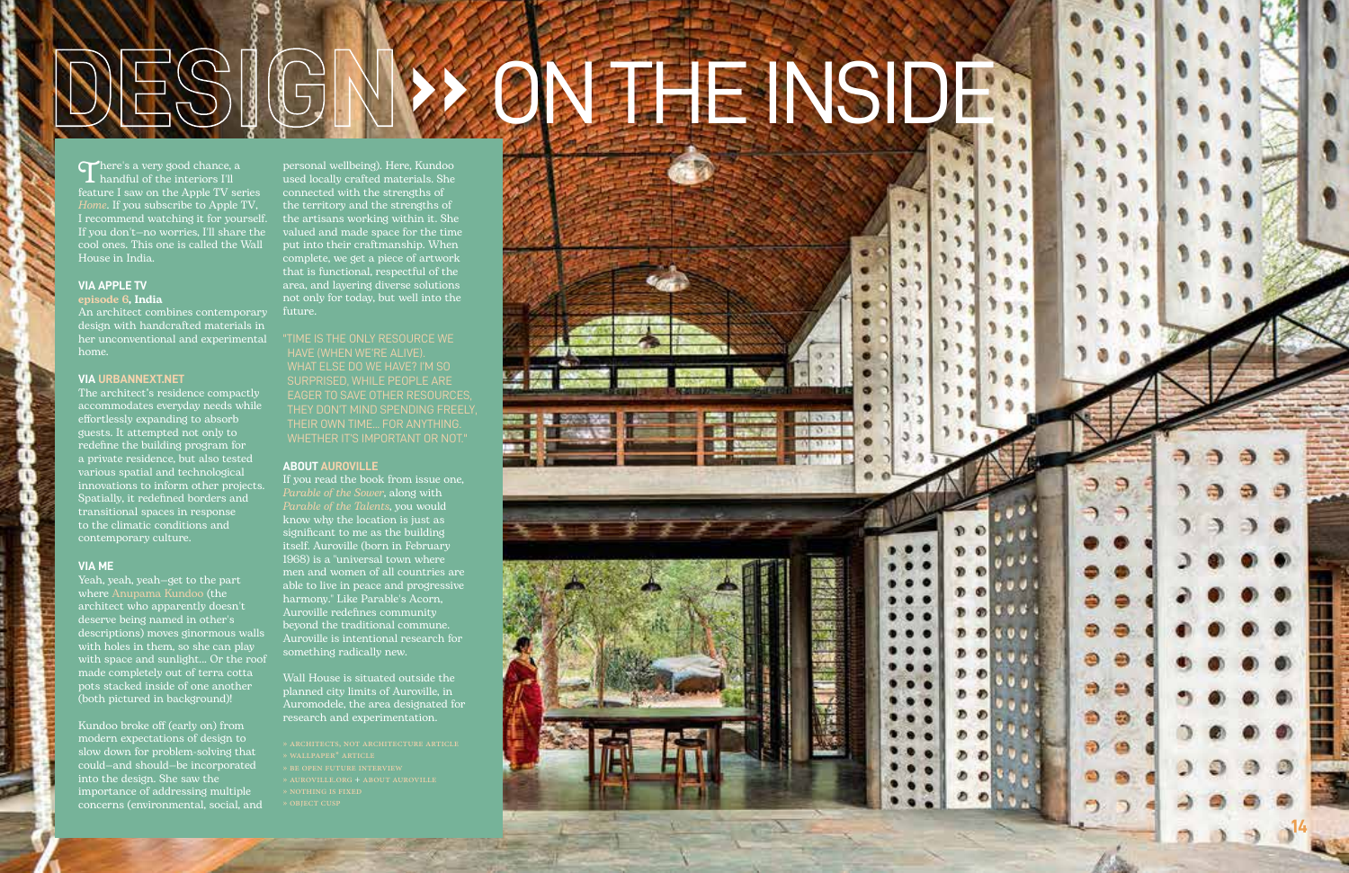# DESIGN » ON THE INSIDE

There's a very good chance, a handful of the interiors I'll feature I saw on the Apple TV series *Home*. If you subscribe to Apple TV, I recommend watching it for yourself. If you don't—no worries, I'll share the cool ones. This one is called the Wall House in India.

**VIA APPLE TV**
**episode 6, India**
An architect combines contemporary design with handcrafted materials in her unconventional and experimental home.

**VIA URBANNEXT.NET**
The architect's residence compactly accommodates everyday needs while effortlessly expanding to absorb guests. It attempted not only to redefine the building program for a private residence, but also tested various spatial and technological innovations to inform other projects. Spatially, it redefined borders and transitional spaces in response to the climatic conditions and contemporary culture.

**VIA ME**
Yeah, yeah, yeah—get to the part where Anupama Kundoo (the architect who apparently doesn't deserve being named in other's descriptions) moves ginormous walls with holes in them, so she can play with space and sunlight... Or the roof made completely out of terra cotta pots stacked inside of one another (both pictured in background)!

Kundoo broke off (early on) from modern expectations of design to slow down for problem-solving that could—and should—be incorporated into the design. She saw the importance of addressing multiple concerns (environmental, social, and personal wellbeing). Here, Kundoo used locally crafted materials. She connected with the strengths of the territory and the strengths of the artisans working within it. She valued and made space for the time put into their craftmanship. When complete, we get a piece of artwork that is functional, respectful of the area, and layering diverse solutions not only for today, but well into the future.

"TIME IS THE ONLY RESOURCE WE HAVE (WHEN WE'RE ALIVE). WHAT ELSE DO WE HAVE? I'M SO SURPRISED, WHILE PEOPLE ARE EAGER TO SAVE OTHER RESOURCES, THEY DON'T MIND SPENDING FREELY, THEIR OWN TIME... FOR ANYTHING. WHETHER IT'S IMPORTANT OR NOT."

**ABOUT AUROVILLE**
If you read the book from issue one, *Parable of the Sower*, along with *Parable of the Talents*, you would know why the location is just as significant to me as the building itself. Auroville (born in February 1968) is a "universal town where men and women of all countries are able to live in peace and progressive harmony." Like Parable's Acorn, Auroville redefines community beyond the traditional commune. Auroville is intentional research for something radically new.

Wall House is situated outside the planned city limits of Auroville, in Auromodele, the area designated for research and experimentation.

» ARCHITECTS, NOT ARCHITECTURE ARTICLE
» WALLPAPER* ARTICLE
» BE OPEN FUTURE INTERVIEW
» AUROVILLE.ORG + ABOUT AUROVILLE
» NOTHING IS FIXED
» OBJECT CUSP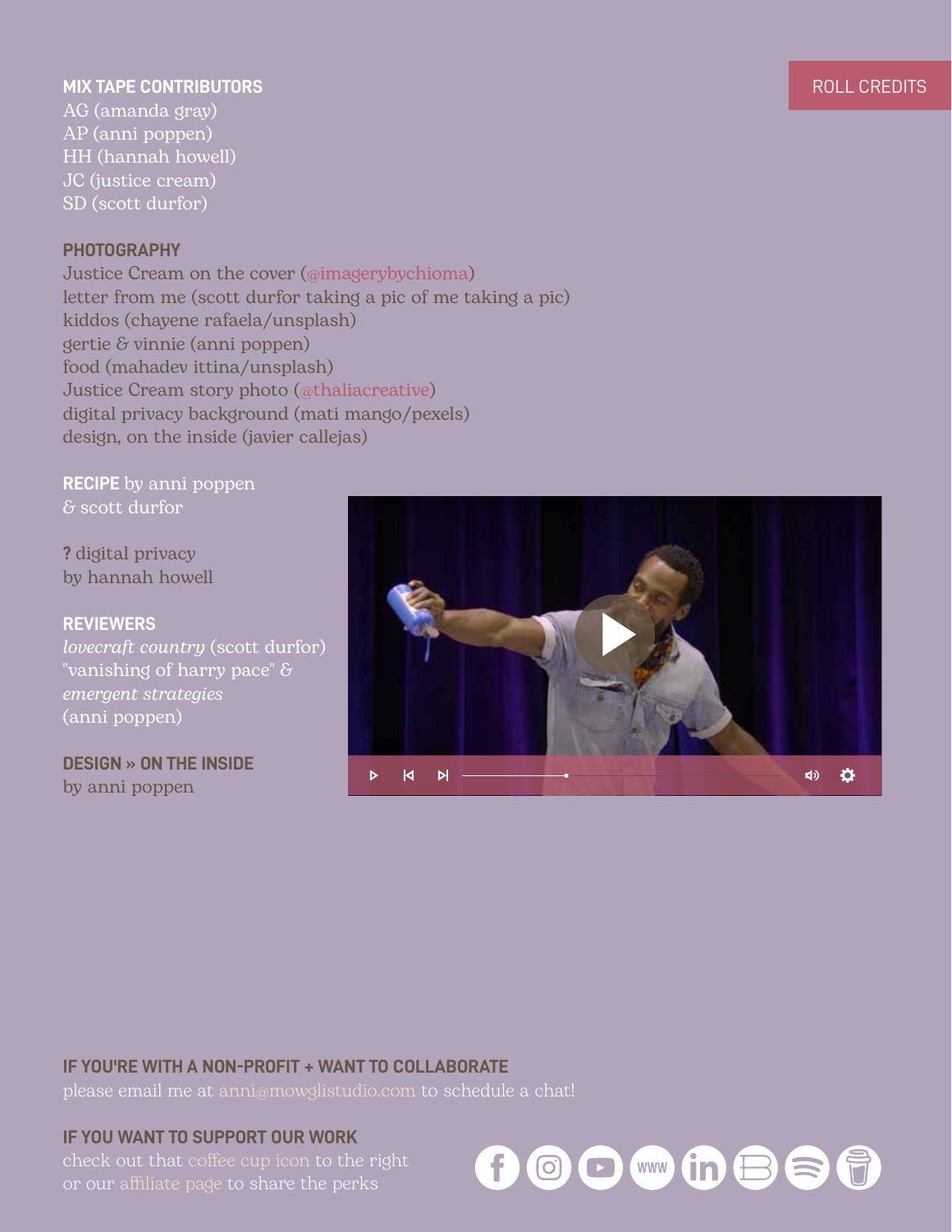ROLL CREDITS

**MIX TAPE CONTRIBUTORS**
AG (amanda gray)
AP (anni poppen)
HH (hannah howell)
JC (justice cream)
SD (scott durfor)

**PHOTOGRAPHY**
Justice Cream on the cover (@imagerybychioma)
letter from me (scott durfor taking a pic of me taking a pic)
kiddos (chayene rafaela/unsplash)
gertie & vinnie (anni poppen)
food (mahadev ittina/unsplash)
Justice Cream story photo (@thaliacreative)
digital privacy background (mati mango/pexels)
design, on the inside (javier callejas)

**RECIPE** by anni poppen & scott durfor

**?** digital privacy by hannah howell

**REVIEWERS**
*lovecraft country* (scott durfor)
"vanishing of harry pace" & *emergent strategies* (anni poppen)

**DESIGN » ON THE INSIDE**
by anni poppen

**IF YOU'RE WITH A NON-PROFIT + WANT TO COLLABORATE**
please email me at anni@mowglistudio.com to schedule a chat!

**IF YOU WANT TO SUPPORT OUR WORK**
check out that coffee cup icon to the right or our affiliate page to share the perks